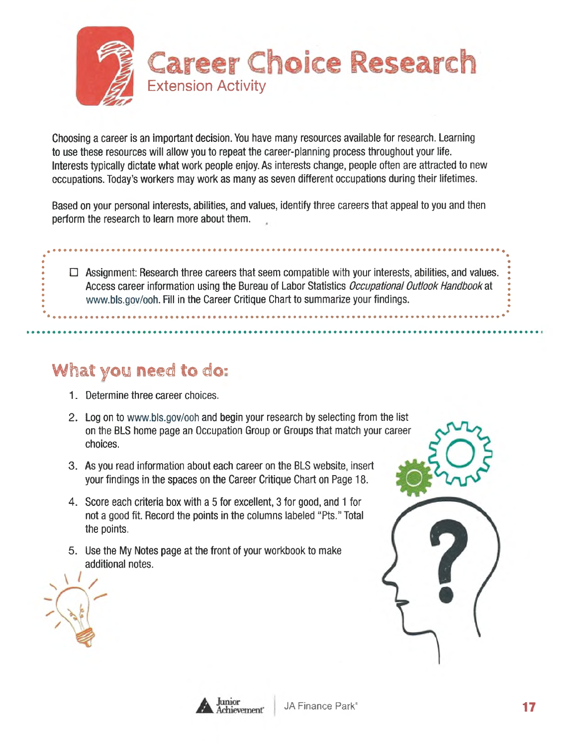# 2 Career Choice Research

## Extension Activity

Choosing a career is an important decision. You have many resources available for research. Learning to use these resources will allow you to repeat the career-planning process throughout your life. Interests typically dictate what work people enjoy. As interests change, people often are attracted to new occupations. Today's workers may work as many as seven different occupations during their lifetimes.

Based on your personal interests, abilities, and values, identify three careers that appeal to you and then perform the research to learn more about them.

- [ ] Assignment: Research three careers that seem compatible with your interests, abilities, and values. Access career information using the Bureau of Labor Statistics *Occupational Outlook Handbook* at www.bls.gov/ooh. Fill in the Career Critique Chart to summarize your findings.

## What you need to do:

1. Determine three career choices.
2. Log on to www.bls.gov/ooh and begin your research by selecting from the list on the BLS home page an Occupation Group or Groups that match your career choices.
3. As you read information about each career on the BLS website, insert your findings in the spaces on the Career Critique Chart on Page 18.
4. Score each criteria box with a 5 for excellent, 3 for good, and 1 for not a good fit. Record the points in the columns labeled "Pts." Total the points.
5. Use the My Notes page at the front of your workbook to make additional notes.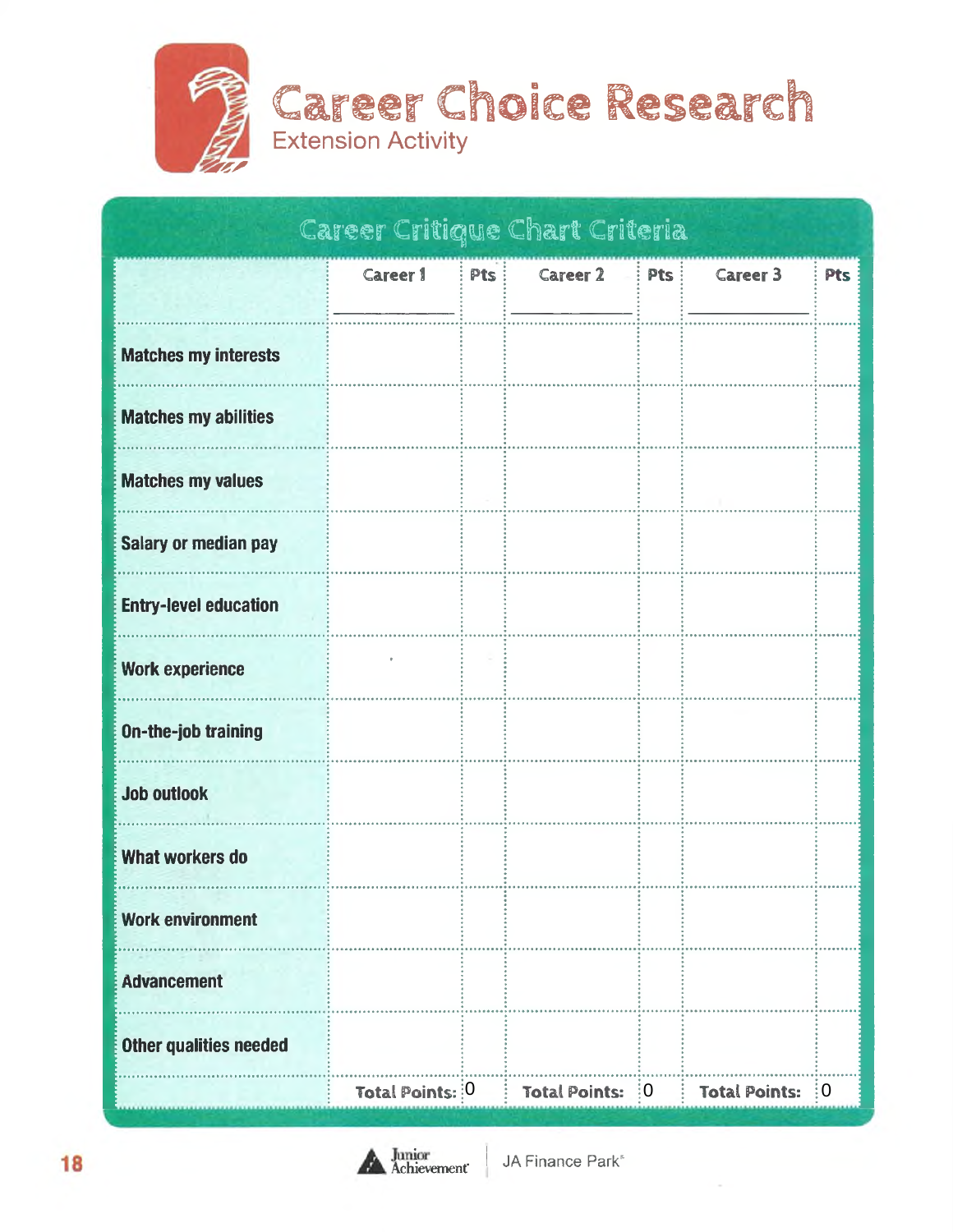# Career Choice Research

## Extension Activity

### Career Critique Chart Criteria

| | Career 1 ______ | Pts | Career 2 ______ | Pts | Career 3 ______ | Pts |
|---|---|---|---|---|---|---|
| Matches my interests | | | | | | |
| Matches my abilities | | | | | | |
| Matches my values | | | | | | |
| Salary or median pay | | | | | | |
| Entry-level education | | | | | | |
| Work experience | | | | | | |
| On-the-job training | | | | | | |
| Job outlook | | | | | | |
| What workers do | | | | | | |
| Work environment | | | | | | |
| Advancement | | | | | | |
| Other qualities needed | | | | | | |
| | Total Points: | 0 | Total Points: | 0 | Total Points: | 0 |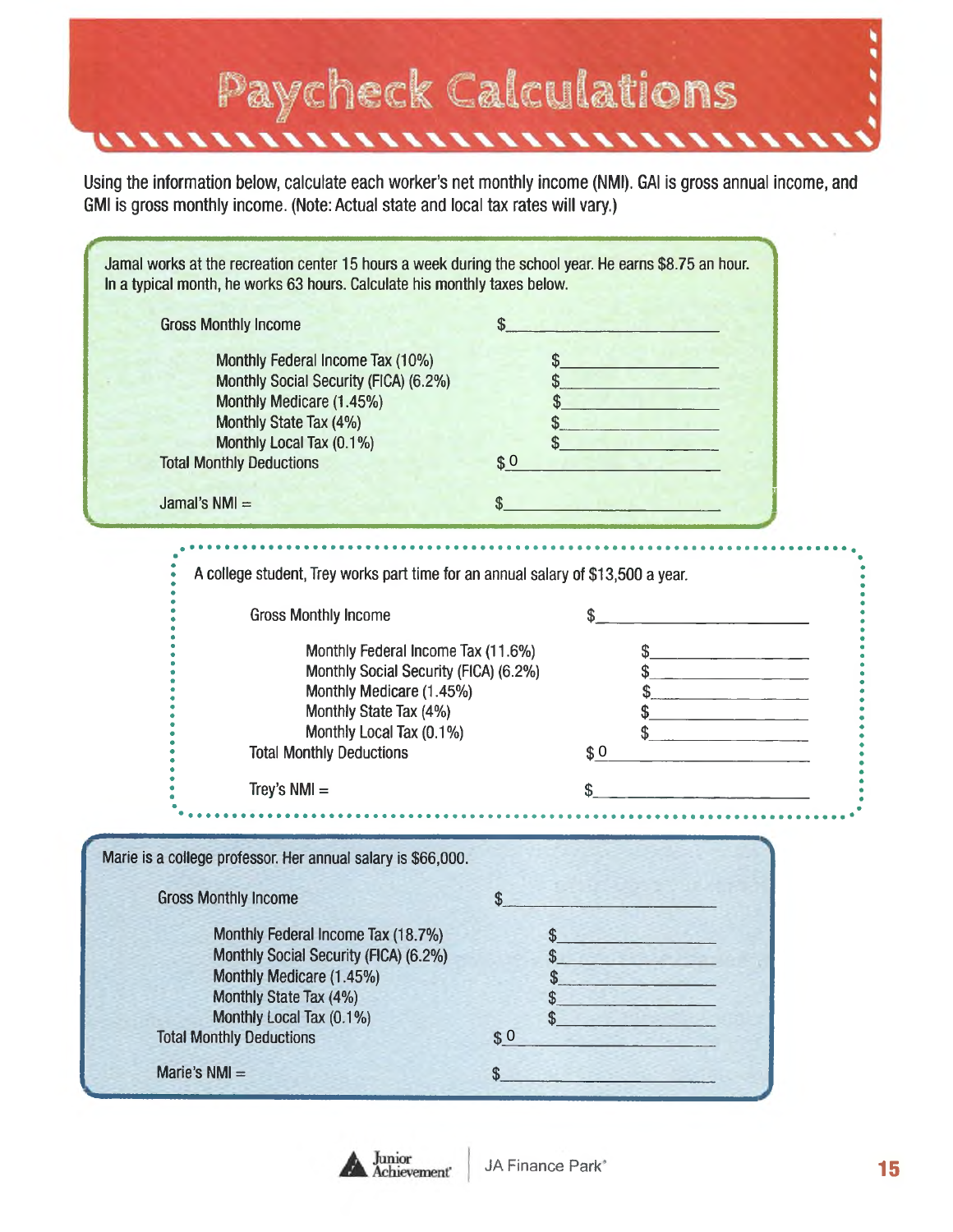# Paycheck Calculations

Using the information below, calculate each worker's net monthly income (NMI). GAI is gross annual income, and GMI is gross monthly income. (Note: Actual state and local tax rates will vary.)

Jamal works at the recreation center 15 hours a week during the school year. He earns $8.75 an hour. In a typical month, he works 63 hours. Calculate his monthly taxes below.

| | |
|---|---|
| Gross Monthly Income | $______________ |
| Monthly Federal Income Tax (10%) | $______________ |
| Monthly Social Security (FICA) (6.2%) | $______________ |
| Monthly Medicare (1.45%) | $______________ |
| Monthly State Tax (4%) | $______________ |
| Monthly Local Tax (0.1%) | $______________ |
| Total Monthly Deductions | $ 0 |
| Jamal's NMI = | $______________ |

A college student, Trey works part time for an annual salary of $13,500 a year.

| | |
|---|---|
| Gross Monthly Income | $______________ |
| Monthly Federal Income Tax (11.6%) | $______________ |
| Monthly Social Security (FICA) (6.2%) | $______________ |
| Monthly Medicare (1.45%) | $______________ |
| Monthly State Tax (4%) | $______________ |
| Monthly Local Tax (0.1%) | $______________ |
| Total Monthly Deductions | $ 0 |
| Trey's NMI = | $______________ |

Marie is a college professor. Her annual salary is $66,000.

| | |
|---|---|
| Gross Monthly Income | $______________ |
| Monthly Federal Income Tax (18.7%) | $______________ |
| Monthly Social Security (FICA) (6.2%) | $______________ |
| Monthly Medicare (1.45%) | $______________ |
| Monthly State Tax (4%) | $______________ |
| Monthly Local Tax (0.1%) | $______________ |
| Total Monthly Deductions | $ 0 |
| Marie's NMI = | $______________ |

Junior Achievement | JA Finance Park®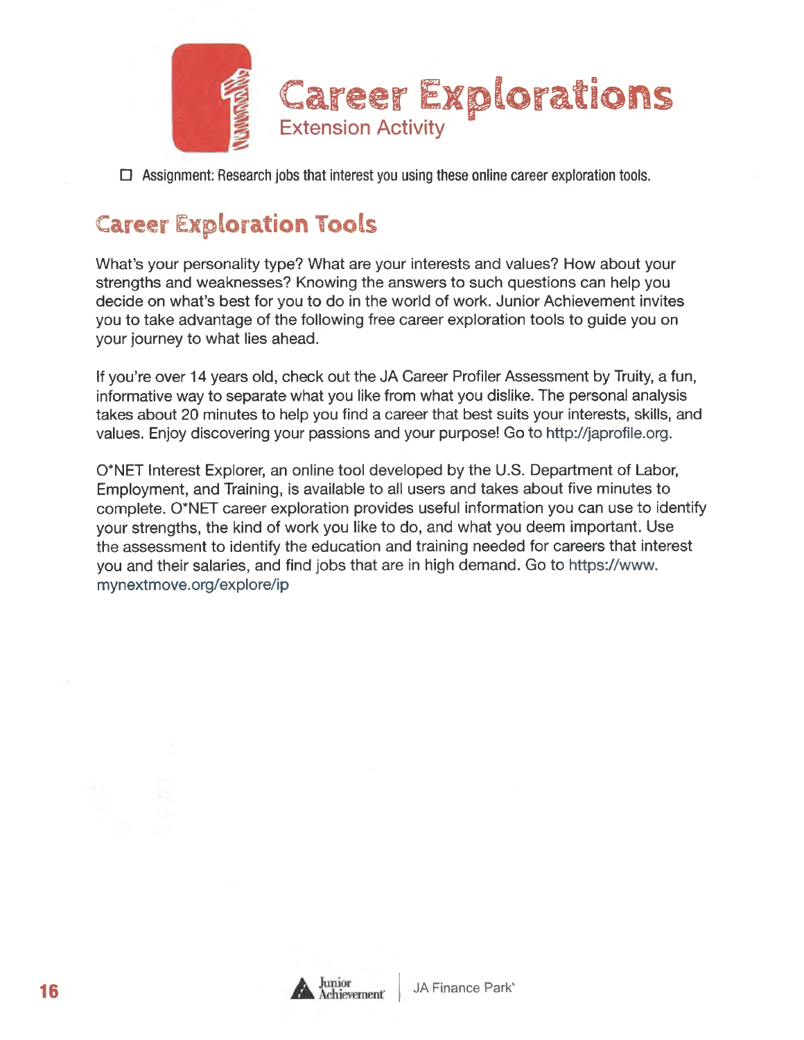# Career Explorations

Extension Activity

☐ Assignment: Research jobs that interest you using these online career exploration tools.

## Career Exploration Tools

What's your personality type? What are your interests and values? How about your strengths and weaknesses? Knowing the answers to such questions can help you decide on what's best for you to do in the world of work. Junior Achievement invites you to take advantage of the following free career exploration tools to guide you on your journey to what lies ahead.

If you're over 14 years old, check out the JA Career Profiler Assessment by Truity, a fun, informative way to separate what you like from what you dislike. The personal analysis takes about 20 minutes to help you find a career that best suits your interests, skills, and values. Enjoy discovering your passions and your purpose! Go to http://japrofile.org.

O*NET Interest Explorer, an online tool developed by the U.S. Department of Labor, Employment, and Training, is available to all users and takes about five minutes to complete. O*NET career exploration provides useful information you can use to identify your strengths, the kind of work you like to do, and what you deem important. Use the assessment to identify the education and training needed for careers that interest you and their salaries, and find jobs that are in high demand. Go to https://www.mynextmove.org/explore/ip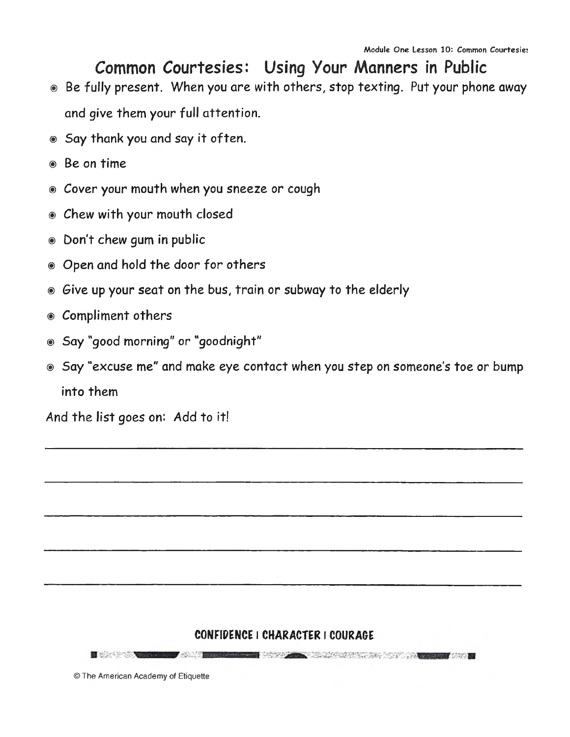# Common Courtesies: Using Your Manners in Public

- Be fully present. When you are with others, stop texting. Put your phone away and give them your full attention.
- Say thank you and say it often.
- Be on time
- Cover your mouth when you sneeze or cough
- Chew with your mouth closed
- Don't chew gum in public
- Open and hold the door for others
- Give up your seat on the bus, train or subway to the elderly
- Compliment others
- Say "good morning" or "goodnight"
- Say "excuse me" and make eye contact when you step on someone's toe or bump into them

And the list goes on: Add to it!

\_\_\_\_\_\_\_\_\_\_\_\_\_\_\_\_\_\_\_\_\_\_\_\_\_\_\_\_\_\_\_\_\_\_\_\_\_\_\_\_\_\_\_\_\_\_\_\_\_\_\_\_\_\_\_\_\_\_\_\_

\_\_\_\_\_\_\_\_\_\_\_\_\_\_\_\_\_\_\_\_\_\_\_\_\_\_\_\_\_\_\_\_\_\_\_\_\_\_\_\_\_\_\_\_\_\_\_\_\_\_\_\_\_\_\_\_\_\_\_\_

\_\_\_\_\_\_\_\_\_\_\_\_\_\_\_\_\_\_\_\_\_\_\_\_\_\_\_\_\_\_\_\_\_\_\_\_\_\_\_\_\_\_\_\_\_\_\_\_\_\_\_\_\_\_\_\_\_\_\_\_

\_\_\_\_\_\_\_\_\_\_\_\_\_\_\_\_\_\_\_\_\_\_\_\_\_\_\_\_\_\_\_\_\_\_\_\_\_\_\_\_\_\_\_\_\_\_\_\_\_\_\_\_\_\_\_\_\_\_\_\_

\_\_\_\_\_\_\_\_\_\_\_\_\_\_\_\_\_\_\_\_\_\_\_\_\_\_\_\_\_\_\_\_\_\_\_\_\_\_\_\_\_\_\_\_\_\_\_\_\_\_\_\_\_\_\_\_\_\_\_\_

**CONFIDENCE | CHARACTER | COURAGE**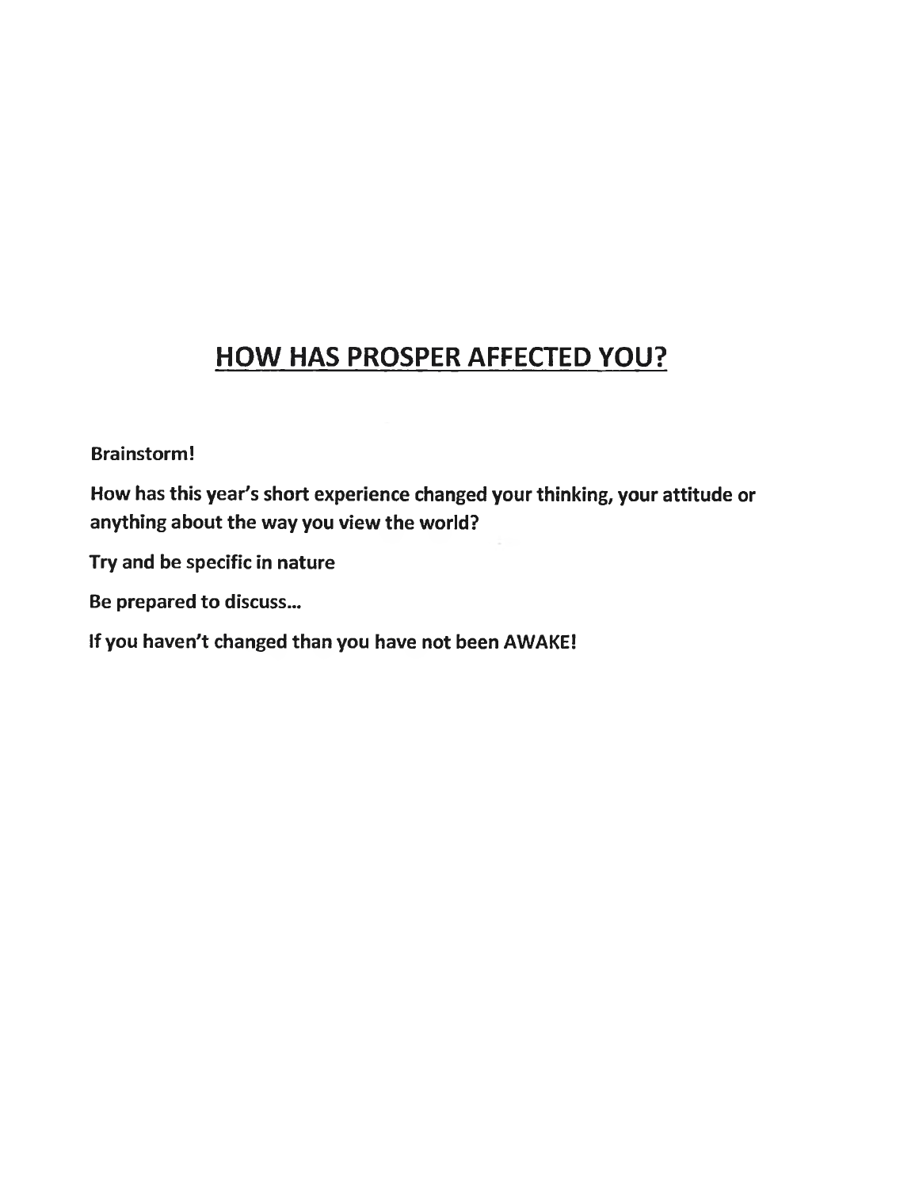# <u>HOW HAS PROSPER AFFECTED YOU?</u>

**Brainstorm!**

**How has this year's short experience changed your thinking, your attitude or anything about the way you view the world?**

**Try and be specific in nature**

**Be prepared to discuss...**

**If you haven't changed than you have not been AWAKE!**